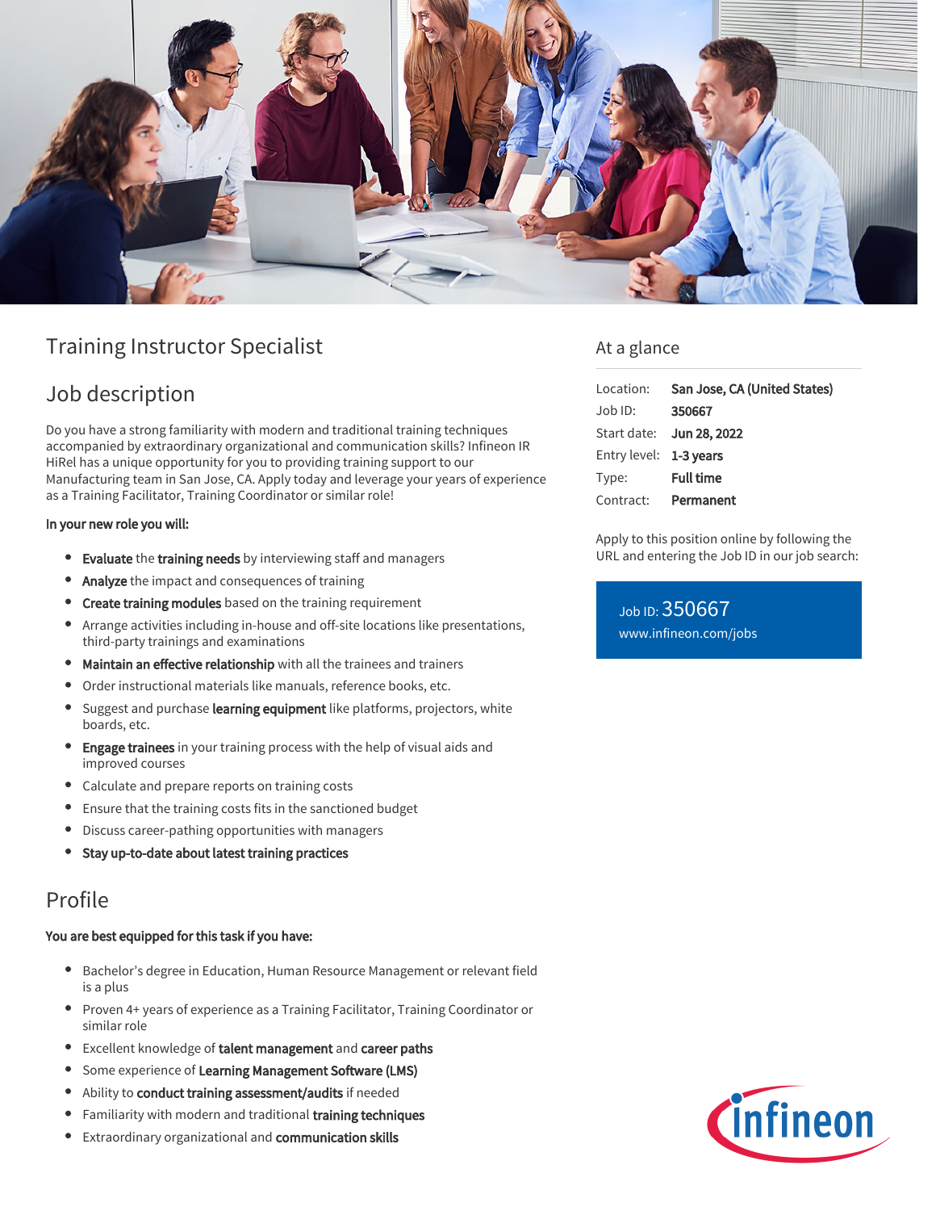# Training Instructor Specialist

## Job description

Do you have a strong familiarity with modern and traditional training techniques accompanied by extraordinary organizational and communication skills? Infineon IR HiRel has a unique opportunity for you to providing training support to our Manufacturing team in San Jose, CA. Apply today and leverage your years of experience as a Training Facilitator, Training Coordinator or similar role!

**In your new role you will:**

- **Evaluate** the **training needs** by interviewing staff and managers
- **Analyze** the impact and consequences of training
- **Create training modules** based on the training requirement
- Arrange activities including in-house and off-site locations like presentations, third-party trainings and examinations
- **Maintain an effective relationship** with all the trainees and trainers
- Order instructional materials like manuals, reference books, etc.
- Suggest and purchase **learning equipment** like platforms, projectors, white boards, etc.
- **Engage trainees** in your training process with the help of visual aids and improved courses
- Calculate and prepare reports on training costs
- Ensure that the training costs fits in the sanctioned budget
- Discuss career-pathing opportunities with managers
- **Stay up-to-date about latest training practices**

## Profile

**You are best equipped for this task if you have:**

- Bachelor's degree in Education, Human Resource Management or relevant field is a plus
- Proven 4+ years of experience as a Training Facilitator, Training Coordinator or similar role
- Excellent knowledge of **talent management** and **career paths**
- Some experience of **Learning Management Software (LMS)**
- Ability to **conduct training assessment/audits** if needed
- Familiarity with modern and traditional **training techniques**
- Extraordinary organizational and **communication skills**

## At a glance

| | |
|---|---|
| Location: | **San Jose, CA (United States)** |
| Job ID: | **350667** |
| Start date: | **Jun 28, 2022** |
| Entry level: | **1-3 years** |
| Type: | **Full time** |
| Contract: | **Permanent** |

Apply to this position online by following the URL and entering the Job ID in our job search:

Job ID: 350667
www.infineon.com/jobs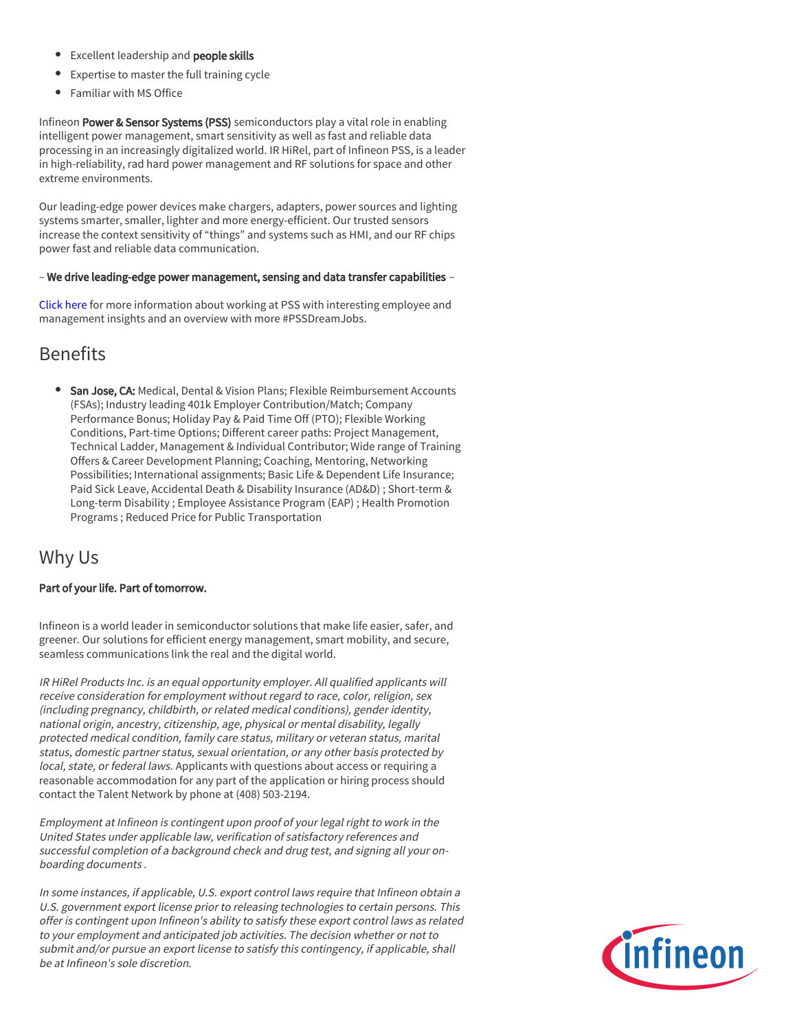- Excellent leadership and **people skills**
- Expertise to master the full training cycle
- Familiar with MS Office

Infineon **Power & Sensor Systems (PSS)** semiconductors play a vital role in enabling intelligent power management, smart sensitivity as well as fast and reliable data processing in an increasingly digitalized world. IR HiRel, part of Infineon PSS, is a leader in high-reliability, rad hard power management and RF solutions for space and other extreme environments.

Our leading-edge power devices make chargers, adapters, power sources and lighting systems smarter, smaller, lighter and more energy-efficient. Our trusted sensors increase the context sensitivity of "things" and systems such as HMI, and our RF chips power fast and reliable data communication.

– **We drive leading-edge power management, sensing and data transfer capabilities** –

Click here for more information about working at PSS with interesting employee and management insights and an overview with more #PSSDreamJobs.

## Benefits

- **San Jose, CA:** Medical, Dental & Vision Plans; Flexible Reimbursement Accounts (FSAs); Industry leading 401k Employer Contribution/Match; Company Performance Bonus; Holiday Pay & Paid Time Off (PTO); Flexible Working Conditions, Part-time Options; Different career paths: Project Management, Technical Ladder, Management & Individual Contributor; Wide range of Training Offers & Career Development Planning; Coaching, Mentoring, Networking Possibilities; International assignments; Basic Life & Dependent Life Insurance; Paid Sick Leave, Accidental Death & Disability Insurance (AD&D) ; Short-term & Long-term Disability ; Employee Assistance Program (EAP) ; Health Promotion Programs ; Reduced Price for Public Transportation

## Why Us

**Part of your life. Part of tomorrow.**

Infineon is a world leader in semiconductor solutions that make life easier, safer, and greener. Our solutions for efficient energy management, smart mobility, and secure, seamless communications link the real and the digital world.

*IR HiRel Products Inc. is an equal opportunity employer. All qualified applicants will receive consideration for employment without regard to race, color, religion, sex (including pregnancy, childbirth, or related medical conditions), gender identity, national origin, ancestry, citizenship, age, physical or mental disability, legally protected medical condition, family care status, military or veteran status, marital status, domestic partner status, sexual orientation, or any other basis protected by local, state, or federal laws.* Applicants with questions about access or requiring a reasonable accommodation for any part of the application or hiring process should contact the Talent Network by phone at (408) 503-2194.

*Employment at Infineon is contingent upon proof of your legal right to work in the United States under applicable law, verification of satisfactory references and successful completion of a background check and drug test, and signing all your on-boarding documents .*

*In some instances, if applicable, U.S. export control laws require that Infineon obtain a U.S. government export license prior to releasing technologies to certain persons. This offer is contingent upon Infineon's ability to satisfy these export control laws as related to your employment and anticipated job activities. The decision whether or not to submit and/or pursue an export license to satisfy this contingency, if applicable, shall be at Infineon's sole discretion.*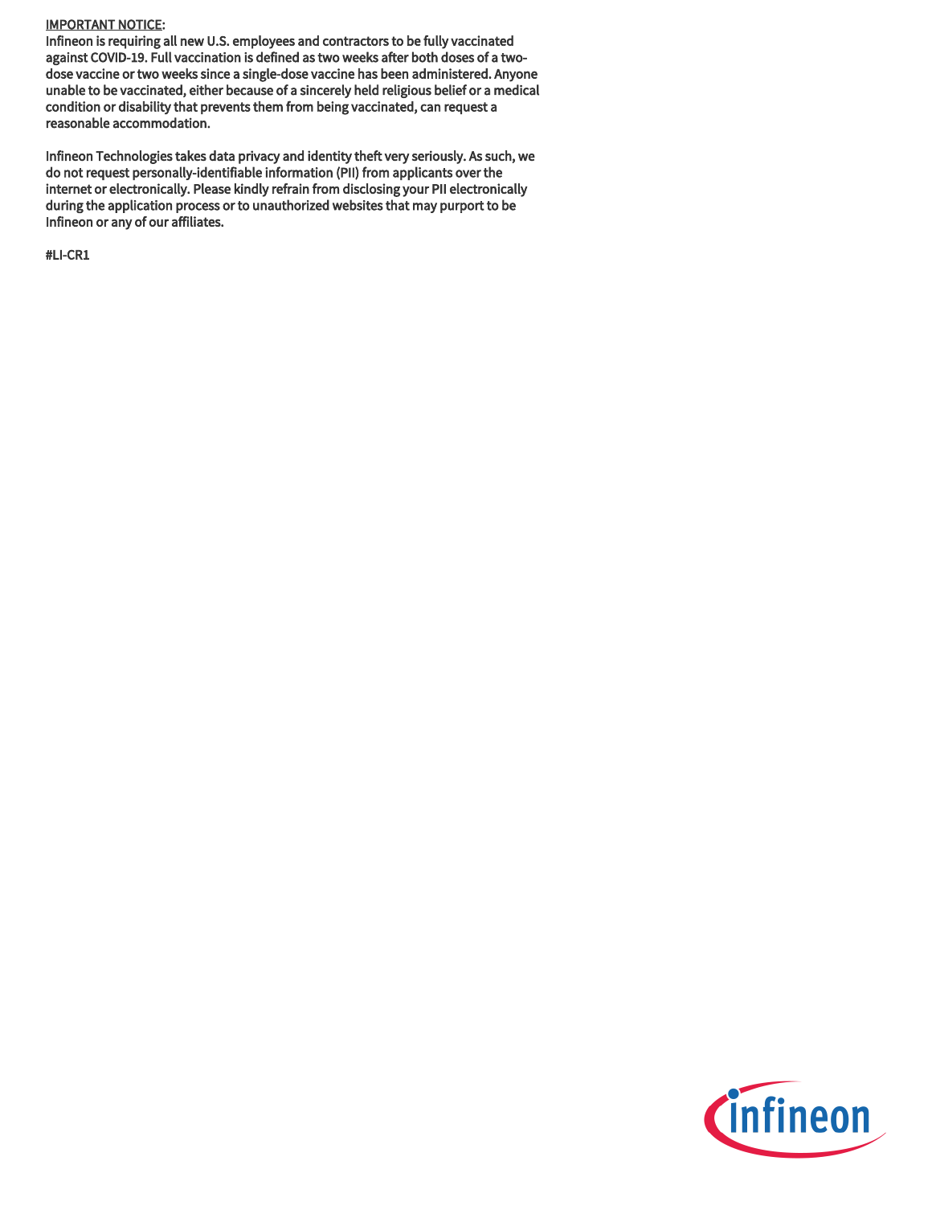IMPORTANT NOTICE:
Infineon is requiring all new U.S. employees and contractors to be fully vaccinated against COVID-19. Full vaccination is defined as two weeks after both doses of a two-dose vaccine or two weeks since a single-dose vaccine has been administered. Anyone unable to be vaccinated, either because of a sincerely held religious belief or a medical condition or disability that prevents them from being vaccinated, can request a reasonable accommodation.

Infineon Technologies takes data privacy and identity theft very seriously. As such, we do not request personally-identifiable information (PII) from applicants over the internet or electronically. Please kindly refrain from disclosing your PII electronically during the application process or to unauthorized websites that may purport to be Infineon or any of our affiliates.

#LI-CR1